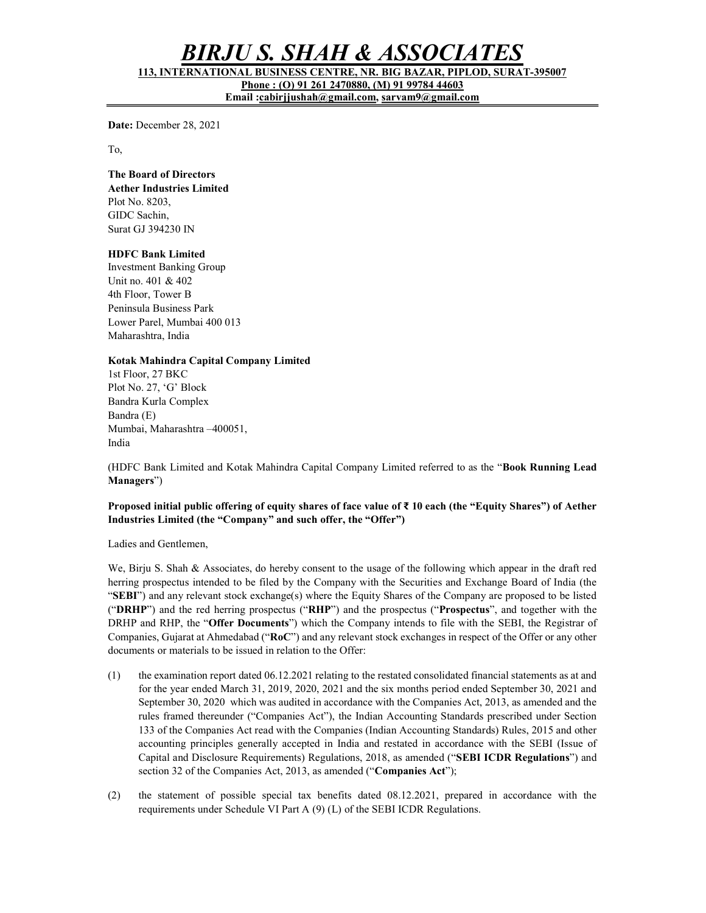# *BIRJU S. SHAH & ASSOCIATES*

**113, INTERNATIONAL BUSINESS CENTRE, NR. BIG BAZAR, PIPLOD, SURAT-395007**
**Phone : (O) 91 261 2470880, (M) 91 99784 44603**
**Email :cabirjjushah@gmail.com, sarvam9@gmail.com**

---

**Date:** December 28, 2021

To,

**The Board of Directors**
**Aether Industries Limited**
Plot No. 8203,
GIDC Sachin,
Surat GJ 394230 IN

**HDFC Bank Limited**
Investment Banking Group
Unit no. 401 & 402
4th Floor, Tower B
Peninsula Business Park
Lower Parel, Mumbai 400 013
Maharashtra, India

**Kotak Mahindra Capital Company Limited**
1st Floor, 27 BKC
Plot No. 27, 'G' Block
Bandra Kurla Complex
Bandra (E)
Mumbai, Maharashtra –400051,
India

(HDFC Bank Limited and Kotak Mahindra Capital Company Limited referred to as the "**Book Running Lead Managers**")

**Proposed initial public offering of equity shares of face value of ₹ 10 each (the "Equity Shares") of Aether Industries Limited (the "Company" and such offer, the "Offer")**

Ladies and Gentlemen,

We, Birju S. Shah & Associates, do hereby consent to the usage of the following which appear in the draft red herring prospectus intended to be filed by the Company with the Securities and Exchange Board of India (the "**SEBI**") and any relevant stock exchange(s) where the Equity Shares of the Company are proposed to be listed ("**DRHP**") and the red herring prospectus ("**RHP**") and the prospectus ("**Prospectus**", and together with the DRHP and RHP, the "**Offer Documents**") which the Company intends to file with the SEBI, the Registrar of Companies, Gujarat at Ahmedabad ("**RoC**") and any relevant stock exchanges in respect of the Offer or any other documents or materials to be issued in relation to the Offer:

(1) the examination report dated 06.12.2021 relating to the restated consolidated financial statements as at and for the year ended March 31, 2019, 2020, 2021 and the six months period ended September 30, 2021 and September 30, 2020 which was audited in accordance with the Companies Act, 2013, as amended and the rules framed thereunder ("Companies Act"), the Indian Accounting Standards prescribed under Section 133 of the Companies Act read with the Companies (Indian Accounting Standards) Rules, 2015 and other accounting principles generally accepted in India and restated in accordance with the SEBI (Issue of Capital and Disclosure Requirements) Regulations, 2018, as amended ("**SEBI ICDR Regulations**") and section 32 of the Companies Act, 2013, as amended ("**Companies Act**");

(2) the statement of possible special tax benefits dated 08.12.2021, prepared in accordance with the requirements under Schedule VI Part A (9) (L) of the SEBI ICDR Regulations.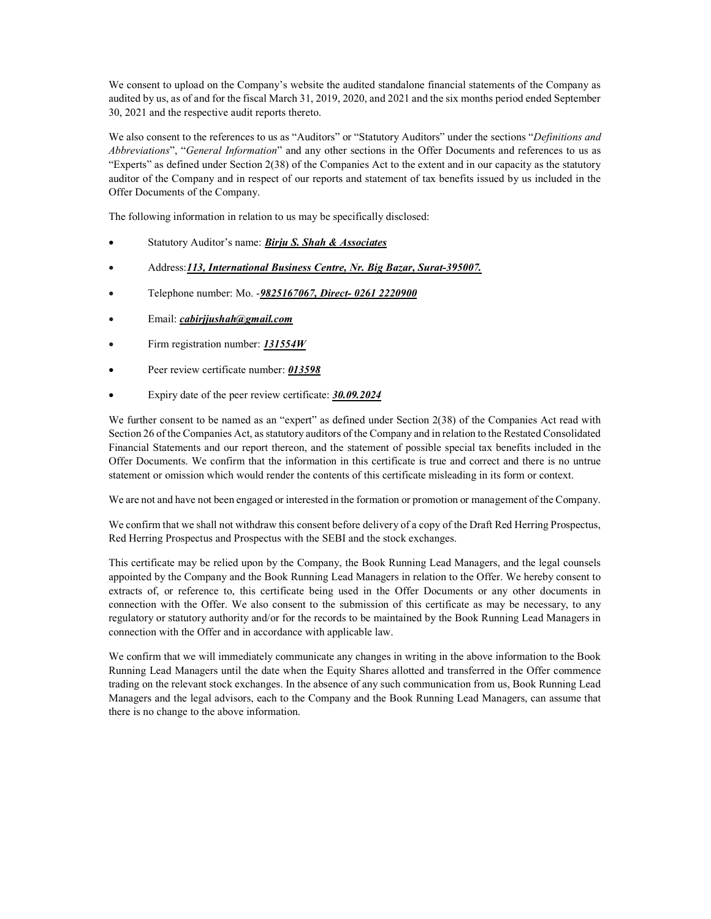We consent to upload on the Company's website the audited standalone financial statements of the Company as audited by us, as of and for the fiscal March 31, 2019, 2020, and 2021 and the six months period ended September 30, 2021 and the respective audit reports thereto.

We also consent to the references to us as "Auditors" or "Statutory Auditors" under the sections "*Definitions and Abbreviations*", "*General Information*" and any other sections in the Offer Documents and references to us as "Experts" as defined under Section 2(38) of the Companies Act to the extent and in our capacity as the statutory auditor of the Company and in respect of our reports and statement of tax benefits issued by us included in the Offer Documents of the Company.

The following information in relation to us may be specifically disclosed:

- Statutory Auditor's name: ***Birju S. Shah & Associates***
- Address:***113, International Business Centre, Nr. Big Bazar, Surat-395007.***
- Telephone number: Mo. -***9825167067, Direct- 0261 2220900***
- Email: ***cabirjjushah@gmail.com***
- Firm registration number: ***131554W***
- Peer review certificate number: ***013598***
- Expiry date of the peer review certificate: ***30.09.2024***

We further consent to be named as an "expert" as defined under Section 2(38) of the Companies Act read with Section 26 of the Companies Act, as statutory auditors of the Company and in relation to the Restated Consolidated Financial Statements and our report thereon, and the statement of possible special tax benefits included in the Offer Documents. We confirm that the information in this certificate is true and correct and there is no untrue statement or omission which would render the contents of this certificate misleading in its form or context.

We are not and have not been engaged or interested in the formation or promotion or management of the Company.

We confirm that we shall not withdraw this consent before delivery of a copy of the Draft Red Herring Prospectus, Red Herring Prospectus and Prospectus with the SEBI and the stock exchanges.

This certificate may be relied upon by the Company, the Book Running Lead Managers, and the legal counsels appointed by the Company and the Book Running Lead Managers in relation to the Offer. We hereby consent to extracts of, or reference to, this certificate being used in the Offer Documents or any other documents in connection with the Offer. We also consent to the submission of this certificate as may be necessary, to any regulatory or statutory authority and/or for the records to be maintained by the Book Running Lead Managers in connection with the Offer and in accordance with applicable law.

We confirm that we will immediately communicate any changes in writing in the above information to the Book Running Lead Managers until the date when the Equity Shares allotted and transferred in the Offer commence trading on the relevant stock exchanges. In the absence of any such communication from us, Book Running Lead Managers and the legal advisors, each to the Company and the Book Running Lead Managers, can assume that there is no change to the above information.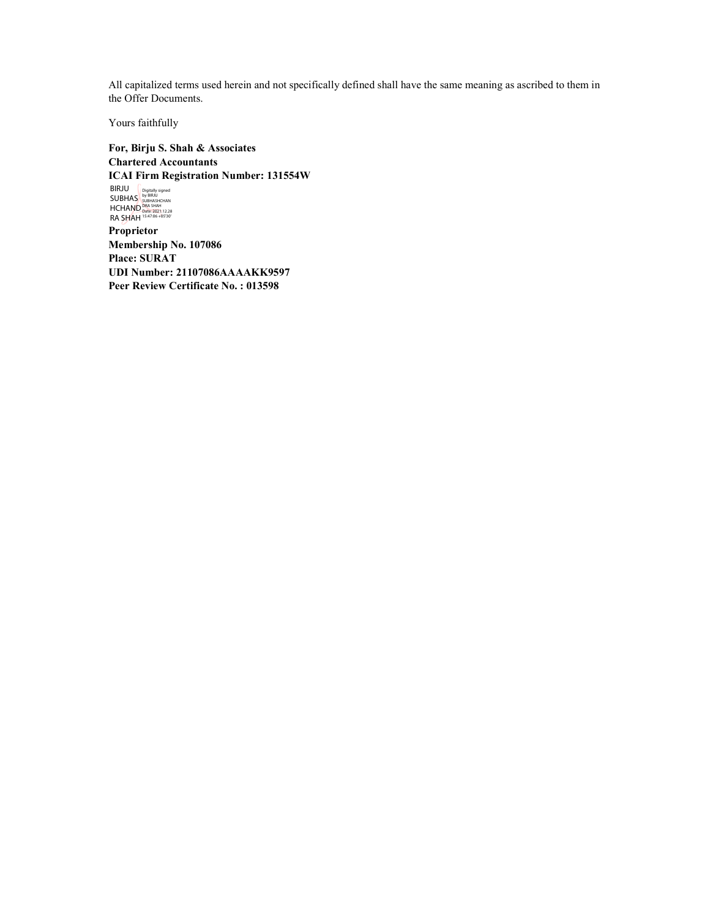All capitalized terms used herein and not specifically defined shall have the same meaning as ascribed to them in the Offer Documents.

Yours faithfully

**For, Birju S. Shah & Associates**
**Chartered Accountants**
**ICAI Firm Registration Number: 131554W**

BIRJU SUBHASHCHANDRA SHAH
Digitally signed by BIRJU SUBHASHCHANDRA SHAH
Date: 2021.12.28 15:47:06 +05'30'

**Proprietor**
**Membership No. 107086**
**Place: SURAT**
**UDI Number: 21107086AAAAKK9597**
**Peer Review Certificate No. : 013598**